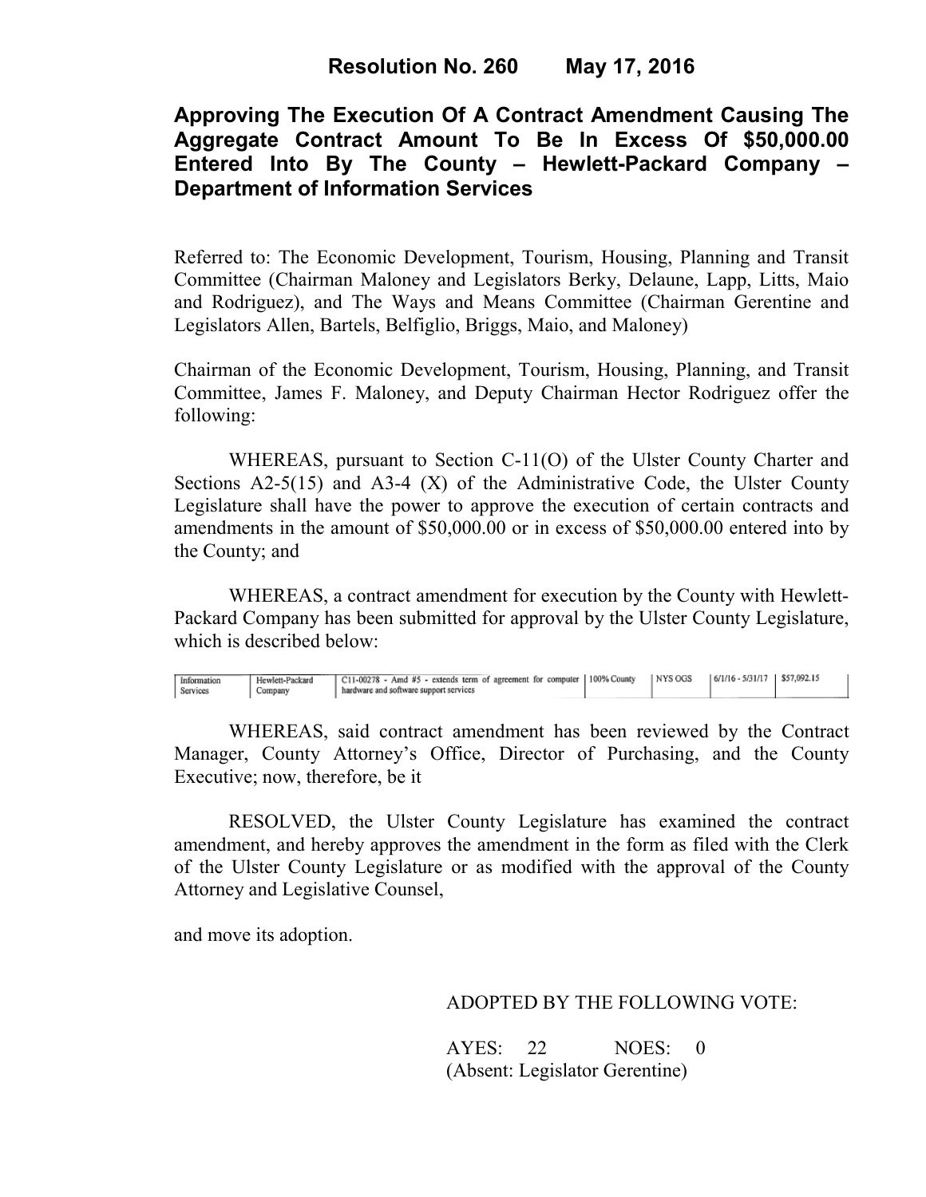**Resolution No. 260 May 17, 2016**

# Approving The Execution Of A Contract Amendment Causing The Aggregate Contract Amount To Be In Excess Of $50,000.00 Entered Into By The County – Hewlett-Packard Company – Department of Information Services

Referred to: The Economic Development, Tourism, Housing, Planning and Transit Committee (Chairman Maloney and Legislators Berky, Delaune, Lapp, Litts, Maio and Rodriguez), and The Ways and Means Committee (Chairman Gerentine and Legislators Allen, Bartels, Belfiglio, Briggs, Maio, and Maloney)

Chairman of the Economic Development, Tourism, Housing, Planning, and Transit Committee, James F. Maloney, and Deputy Chairman Hector Rodriguez offer the following:

WHEREAS, pursuant to Section C-11(O) of the Ulster County Charter and Sections A2-5(15) and A3-4 (X) of the Administrative Code, the Ulster County Legislature shall have the power to approve the execution of certain contracts and amendments in the amount of $50,000.00 or in excess of $50,000.00 entered into by the County; and

WHEREAS, a contract amendment for execution by the County with Hewlett-Packard Company has been submitted for approval by the Ulster County Legislature, which is described below:

| | | | | | | |
|---|---|---|---|---|---|---|
| Information Services | Hewlett-Packard Company | C11-00278 - Amd #5 - extends term of agreement for computer hardware and software support services | 100% County | NYS OGS | 6/1/16 - 5/31/17 | $57,092.15 |

WHEREAS, said contract amendment has been reviewed by the Contract Manager, County Attorney's Office, Director of Purchasing, and the County Executive; now, therefore, be it

RESOLVED, the Ulster County Legislature has examined the contract amendment, and hereby approves the amendment in the form as filed with the Clerk of the Ulster County Legislature or as modified with the approval of the County Attorney and Legislative Counsel,

and move its adoption.

ADOPTED BY THE FOLLOWING VOTE:

AYES: 22 NOES: 0
(Absent: Legislator Gerentine)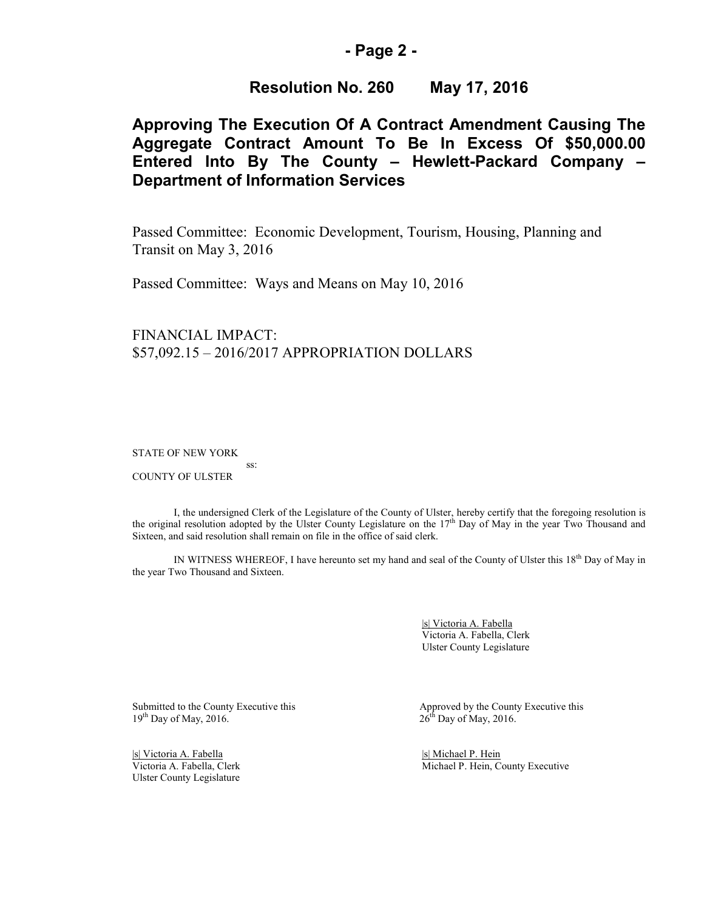## Resolution No. 260 May 17, 2016

## Approving The Execution Of A Contract Amendment Causing The Aggregate Contract Amount To Be In Excess Of $50,000.00 Entered Into By The County – Hewlett-Packard Company – Department of Information Services

Passed Committee: Economic Development, Tourism, Housing, Planning and Transit on May 3, 2016

Passed Committee: Ways and Means on May 10, 2016

FINANCIAL IMPACT:
$57,092.15 – 2016/2017 APPROPRIATION DOLLARS

STATE OF NEW YORK
ss:
COUNTY OF ULSTER

I, the undersigned Clerk of the Legislature of the County of Ulster, hereby certify that the foregoing resolution is the original resolution adopted by the Ulster County Legislature on the 17th Day of May in the year Two Thousand and Sixteen, and said resolution shall remain on file in the office of said clerk.

IN WITNESS WHEREOF, I have hereunto set my hand and seal of the County of Ulster this 18th Day of May in the year Two Thousand and Sixteen.

|s| Victoria A. Fabella
Victoria A. Fabella, Clerk
Ulster County Legislature

Submitted to the County Executive this 19th Day of May, 2016.

|s| Victoria A. Fabella
Victoria A. Fabella, Clerk
Ulster County Legislature

Approved by the County Executive this 26th Day of May, 2016.

|s| Michael P. Hein
Michael P. Hein, County Executive